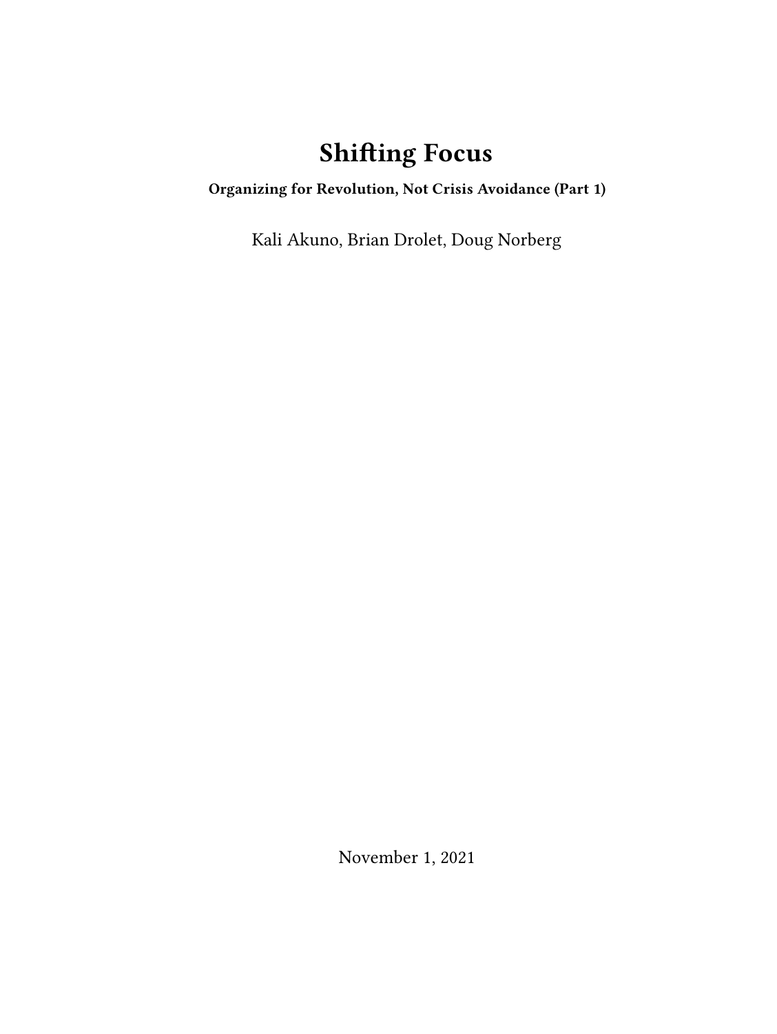# Shifting Focus

**Organizing for Revolution, Not Crisis Avoidance (Part 1)**

Kali Akuno, Brian Drolet, Doug Norberg

November 1, 2021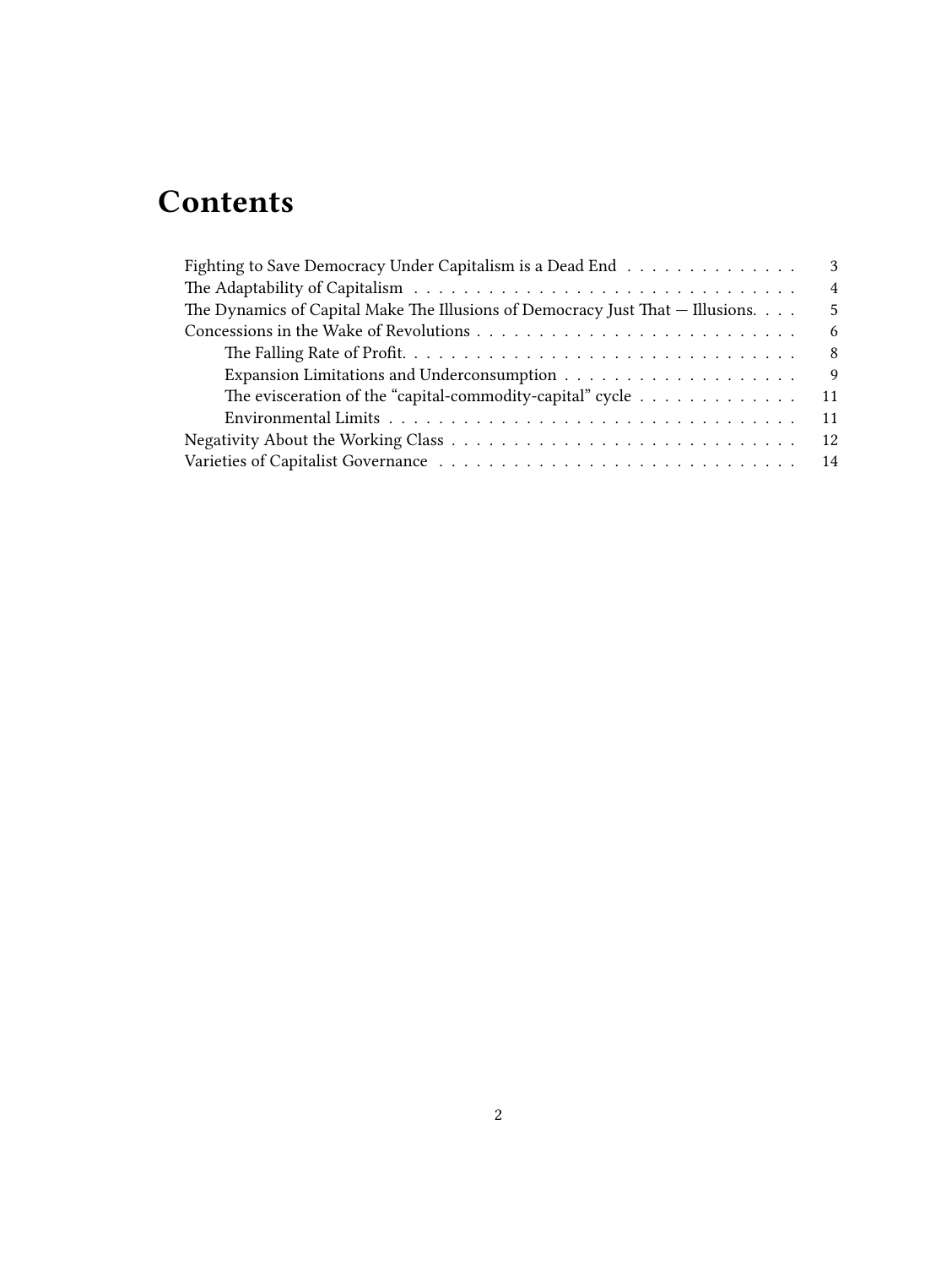# Contents

- Fighting to Save Democracy Under Capitalism is a Dead End . . . 3
- The Adaptability of Capitalism . . . 4
- The Dynamics of Capital Make The Illusions of Democracy Just That — Illusions. . . . 5
- Concessions in the Wake of Revolutions . . . 6
  - The Falling Rate of Profit. . . . 8
  - Expansion Limitations and Underconsumption . . . 9
  - The evisceration of the "capital-commodity-capital" cycle . . . 11
  - Environmental Limits . . . 11
- Negativity About the Working Class . . . 12
- Varieties of Capitalist Governance . . . 14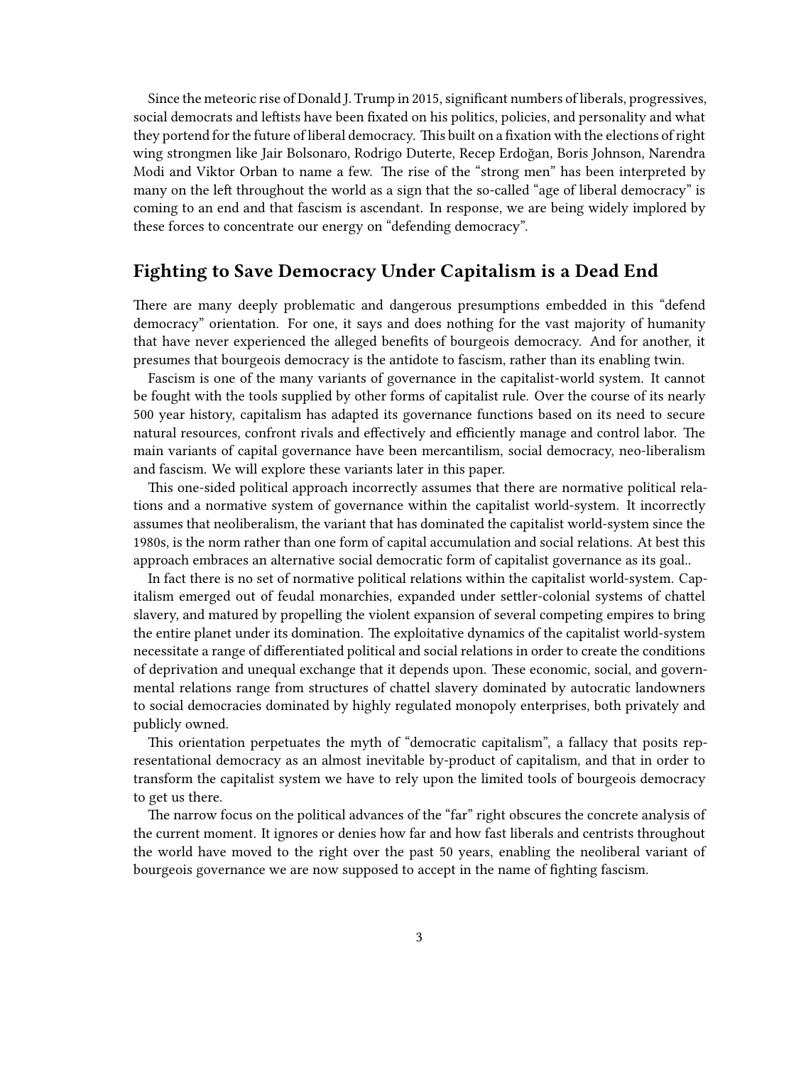Since the meteoric rise of Donald J. Trump in 2015, significant numbers of liberals, progressives, social democrats and leftists have been fixated on his politics, policies, and personality and what they portend for the future of liberal democracy. This built on a fixation with the elections of right wing strongmen like Jair Bolsonaro, Rodrigo Duterte, Recep Erdoğan, Boris Johnson, Narendra Modi and Viktor Orban to name a few. The rise of the "strong men" has been interpreted by many on the left throughout the world as a sign that the so-called "age of liberal democracy" is coming to an end and that fascism is ascendant. In response, we are being widely implored by these forces to concentrate our energy on "defending democracy".

## Fighting to Save Democracy Under Capitalism is a Dead End

There are many deeply problematic and dangerous presumptions embedded in this "defend democracy" orientation. For one, it says and does nothing for the vast majority of humanity that have never experienced the alleged benefits of bourgeois democracy. And for another, it presumes that bourgeois democracy is the antidote to fascism, rather than its enabling twin.

Fascism is one of the many variants of governance in the capitalist-world system. It cannot be fought with the tools supplied by other forms of capitalist rule. Over the course of its nearly 500 year history, capitalism has adapted its governance functions based on its need to secure natural resources, confront rivals and effectively and efficiently manage and control labor. The main variants of capital governance have been mercantilism, social democracy, neo-liberalism and fascism. We will explore these variants later in this paper.

This one-sided political approach incorrectly assumes that there are normative political relations and a normative system of governance within the capitalist world-system. It incorrectly assumes that neoliberalism, the variant that has dominated the capitalist world-system since the 1980s, is the norm rather than one form of capital accumulation and social relations. At best this approach embraces an alternative social democratic form of capitalist governance as its goal..

In fact there is no set of normative political relations within the capitalist world-system. Capitalism emerged out of feudal monarchies, expanded under settler-colonial systems of chattel slavery, and matured by propelling the violent expansion of several competing empires to bring the entire planet under its domination. The exploitative dynamics of the capitalist world-system necessitate a range of differentiated political and social relations in order to create the conditions of deprivation and unequal exchange that it depends upon. These economic, social, and governmental relations range from structures of chattel slavery dominated by autocratic landowners to social democracies dominated by highly regulated monopoly enterprises, both privately and publicly owned.

This orientation perpetuates the myth of "democratic capitalism", a fallacy that posits representational democracy as an almost inevitable by-product of capitalism, and that in order to transform the capitalist system we have to rely upon the limited tools of bourgeois democracy to get us there.

The narrow focus on the political advances of the "far" right obscures the concrete analysis of the current moment. It ignores or denies how far and how fast liberals and centrists throughout the world have moved to the right over the past 50 years, enabling the neoliberal variant of bourgeois governance we are now supposed to accept in the name of fighting fascism.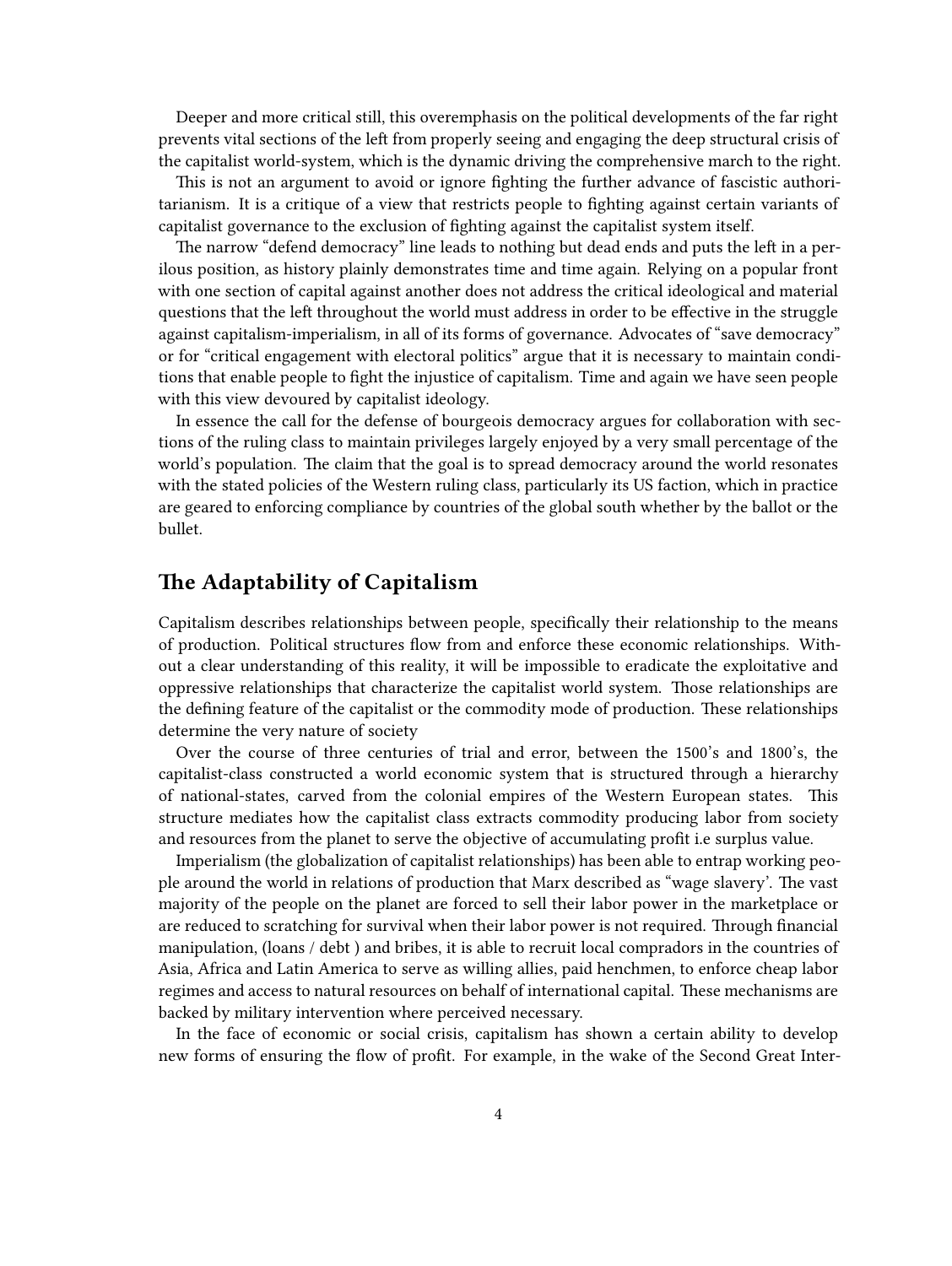Deeper and more critical still, this overemphasis on the political developments of the far right prevents vital sections of the left from properly seeing and engaging the deep structural crisis of the capitalist world-system, which is the dynamic driving the comprehensive march to the right.

This is not an argument to avoid or ignore fighting the further advance of fascistic authoritarianism. It is a critique of a view that restricts people to fighting against certain variants of capitalist governance to the exclusion of fighting against the capitalist system itself.

The narrow "defend democracy" line leads to nothing but dead ends and puts the left in a perilous position, as history plainly demonstrates time and time again. Relying on a popular front with one section of capital against another does not address the critical ideological and material questions that the left throughout the world must address in order to be effective in the struggle against capitalism-imperialism, in all of its forms of governance. Advocates of "save democracy" or for "critical engagement with electoral politics" argue that it is necessary to maintain conditions that enable people to fight the injustice of capitalism. Time and again we have seen people with this view devoured by capitalist ideology.

In essence the call for the defense of bourgeois democracy argues for collaboration with sections of the ruling class to maintain privileges largely enjoyed by a very small percentage of the world's population. The claim that the goal is to spread democracy around the world resonates with the stated policies of the Western ruling class, particularly its US faction, which in practice are geared to enforcing compliance by countries of the global south whether by the ballot or the bullet.

## The Adaptability of Capitalism

Capitalism describes relationships between people, specifically their relationship to the means of production. Political structures flow from and enforce these economic relationships. Without a clear understanding of this reality, it will be impossible to eradicate the exploitative and oppressive relationships that characterize the capitalist world system. Those relationships are the defining feature of the capitalist or the commodity mode of production. These relationships determine the very nature of society

Over the course of three centuries of trial and error, between the 1500's and 1800's, the capitalist-class constructed a world economic system that is structured through a hierarchy of national-states, carved from the colonial empires of the Western European states. This structure mediates how the capitalist class extracts commodity producing labor from society and resources from the planet to serve the objective of accumulating profit i.e surplus value.

Imperialism (the globalization of capitalist relationships) has been able to entrap working people around the world in relations of production that Marx described as "wage slavery'. The vast majority of the people on the planet are forced to sell their labor power in the marketplace or are reduced to scratching for survival when their labor power is not required. Through financial manipulation, (loans / debt ) and bribes, it is able to recruit local compradors in the countries of Asia, Africa and Latin America to serve as willing allies, paid henchmen, to enforce cheap labor regimes and access to natural resources on behalf of international capital. These mechanisms are backed by military intervention where perceived necessary.

In the face of economic or social crisis, capitalism has shown a certain ability to develop new forms of ensuring the flow of profit. For example, in the wake of the Second Great Inter-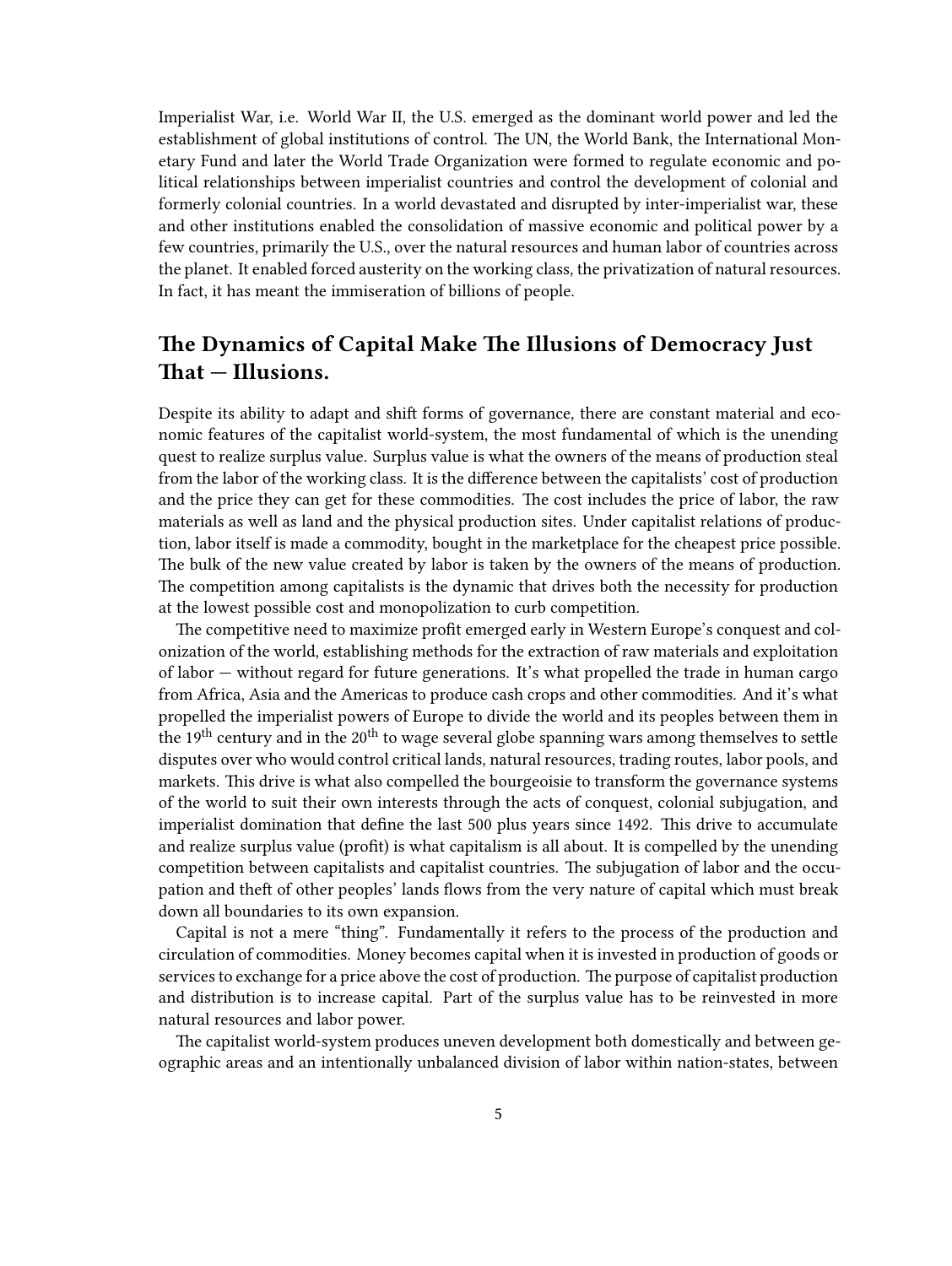Imperialist War, i.e. World War II, the U.S. emerged as the dominant world power and led the establishment of global institutions of control. The UN, the World Bank, the International Monetary Fund and later the World Trade Organization were formed to regulate economic and political relationships between imperialist countries and control the development of colonial and formerly colonial countries. In a world devastated and disrupted by inter-imperialist war, these and other institutions enabled the consolidation of massive economic and political power by a few countries, primarily the U.S., over the natural resources and human labor of countries across the planet. It enabled forced austerity on the working class, the privatization of natural resources. In fact, it has meant the immiseration of billions of people.

## The Dynamics of Capital Make The Illusions of Democracy Just That — Illusions.

Despite its ability to adapt and shift forms of governance, there are constant material and economic features of the capitalist world-system, the most fundamental of which is the unending quest to realize surplus value. Surplus value is what the owners of the means of production steal from the labor of the working class. It is the difference between the capitalists' cost of production and the price they can get for these commodities. The cost includes the price of labor, the raw materials as well as land and the physical production sites. Under capitalist relations of production, labor itself is made a commodity, bought in the marketplace for the cheapest price possible. The bulk of the new value created by labor is taken by the owners of the means of production. The competition among capitalists is the dynamic that drives both the necessity for production at the lowest possible cost and monopolization to curb competition.

The competitive need to maximize profit emerged early in Western Europe's conquest and colonization of the world, establishing methods for the extraction of raw materials and exploitation of labor — without regard for future generations. It's what propelled the trade in human cargo from Africa, Asia and the Americas to produce cash crops and other commodities. And it's what propelled the imperialist powers of Europe to divide the world and its peoples between them in the 19th century and in the 20th to wage several globe spanning wars among themselves to settle disputes over who would control critical lands, natural resources, trading routes, labor pools, and markets. This drive is what also compelled the bourgeoisie to transform the governance systems of the world to suit their own interests through the acts of conquest, colonial subjugation, and imperialist domination that define the last 500 plus years since 1492. This drive to accumulate and realize surplus value (profit) is what capitalism is all about. It is compelled by the unending competition between capitalists and capitalist countries. The subjugation of labor and the occupation and theft of other peoples' lands flows from the very nature of capital which must break down all boundaries to its own expansion.

Capital is not a mere "thing". Fundamentally it refers to the process of the production and circulation of commodities. Money becomes capital when it is invested in production of goods or services to exchange for a price above the cost of production. The purpose of capitalist production and distribution is to increase capital. Part of the surplus value has to be reinvested in more natural resources and labor power.

The capitalist world-system produces uneven development both domestically and between geographic areas and an intentionally unbalanced division of labor within nation-states, between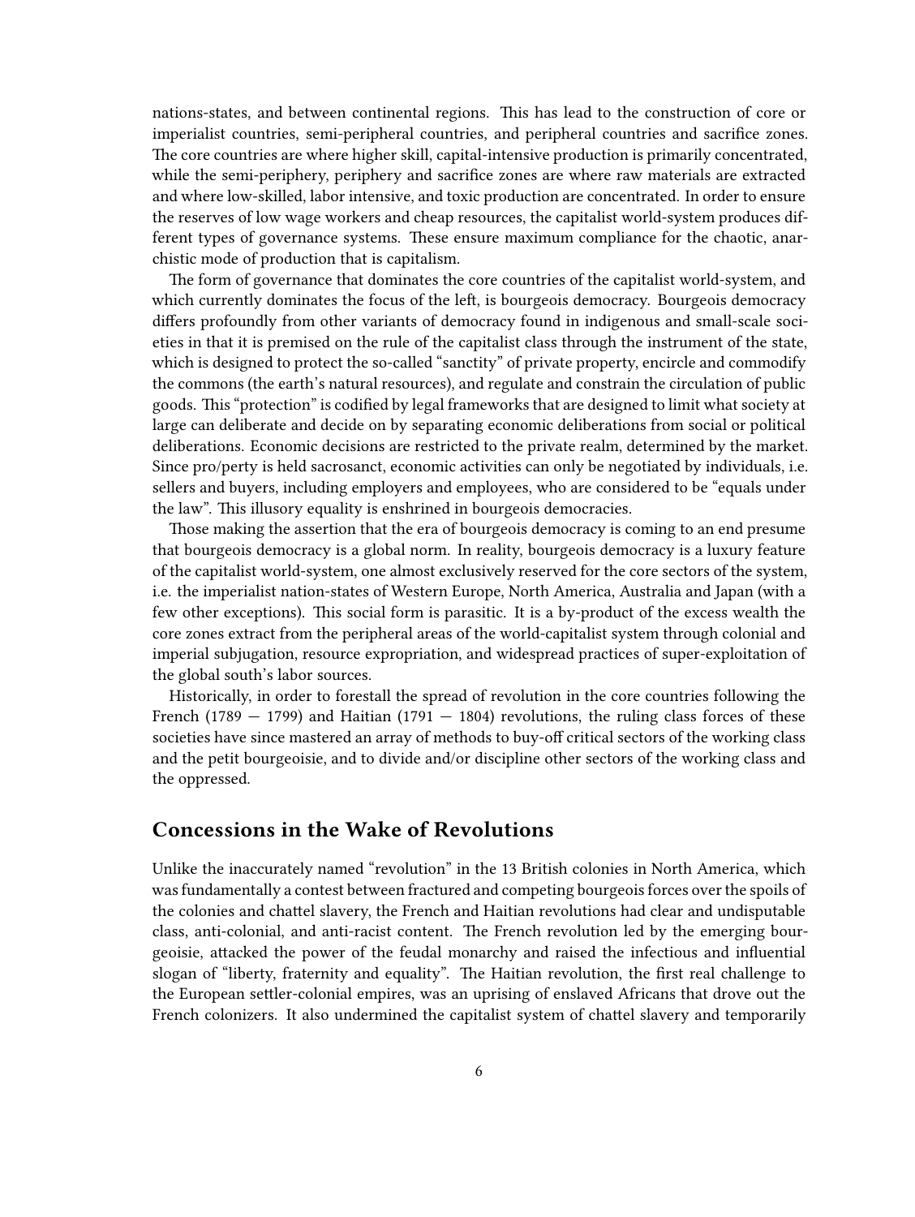nations-states, and between continental regions. This has lead to the construction of core or imperialist countries, semi-peripheral countries, and peripheral countries and sacrifice zones. The core countries are where higher skill, capital-intensive production is primarily concentrated, while the semi-periphery, periphery and sacrifice zones are where raw materials are extracted and where low-skilled, labor intensive, and toxic production are concentrated. In order to ensure the reserves of low wage workers and cheap resources, the capitalist world-system produces different types of governance systems. These ensure maximum compliance for the chaotic, anarchistic mode of production that is capitalism.

The form of governance that dominates the core countries of the capitalist world-system, and which currently dominates the focus of the left, is bourgeois democracy. Bourgeois democracy differs profoundly from other variants of democracy found in indigenous and small-scale societies in that it is premised on the rule of the capitalist class through the instrument of the state, which is designed to protect the so-called "sanctity" of private property, encircle and commodify the commons (the earth's natural resources), and regulate and constrain the circulation of public goods. This "protection" is codified by legal frameworks that are designed to limit what society at large can deliberate and decide on by separating economic deliberations from social or political deliberations. Economic decisions are restricted to the private realm, determined by the market. Since pro/perty is held sacrosanct, economic activities can only be negotiated by individuals, i.e. sellers and buyers, including employers and employees, who are considered to be "equals under the law". This illusory equality is enshrined in bourgeois democracies.

Those making the assertion that the era of bourgeois democracy is coming to an end presume that bourgeois democracy is a global norm. In reality, bourgeois democracy is a luxury feature of the capitalist world-system, one almost exclusively reserved for the core sectors of the system, i.e. the imperialist nation-states of Western Europe, North America, Australia and Japan (with a few other exceptions). This social form is parasitic. It is a by-product of the excess wealth the core zones extract from the peripheral areas of the world-capitalist system through colonial and imperial subjugation, resource expropriation, and widespread practices of super-exploitation of the global south's labor sources.

Historically, in order to forestall the spread of revolution in the core countries following the French (1789 — 1799) and Haitian (1791 — 1804) revolutions, the ruling class forces of these societies have since mastered an array of methods to buy-off critical sectors of the working class and the petit bourgeoisie, and to divide and/or discipline other sectors of the working class and the oppressed.

## Concessions in the Wake of Revolutions

Unlike the inaccurately named "revolution" in the 13 British colonies in North America, which was fundamentally a contest between fractured and competing bourgeois forces over the spoils of the colonies and chattel slavery, the French and Haitian revolutions had clear and undisputable class, anti-colonial, and anti-racist content. The French revolution led by the emerging bourgeoisie, attacked the power of the feudal monarchy and raised the infectious and influential slogan of "liberty, fraternity and equality". The Haitian revolution, the first real challenge to the European settler-colonial empires, was an uprising of enslaved Africans that drove out the French colonizers. It also undermined the capitalist system of chattel slavery and temporarily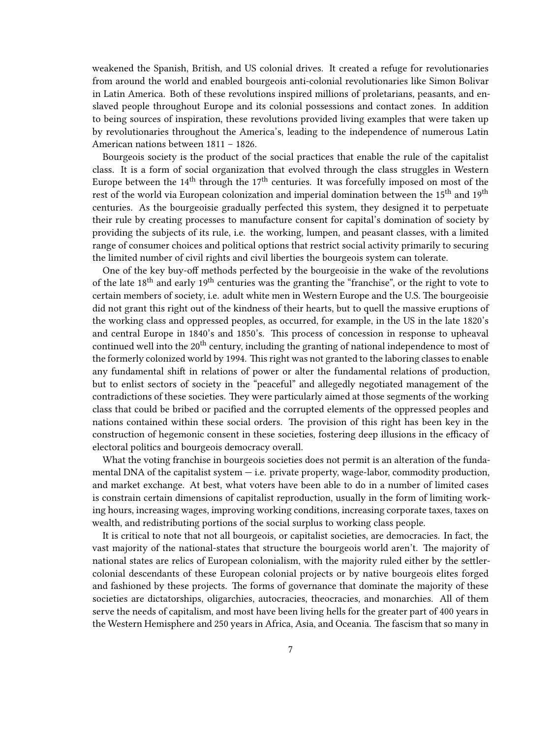weakened the Spanish, British, and US colonial drives. It created a refuge for revolutionaries from around the world and enabled bourgeois anti-colonial revolutionaries like Simon Bolivar in Latin America. Both of these revolutions inspired millions of proletarians, peasants, and enslaved people throughout Europe and its colonial possessions and contact zones. In addition to being sources of inspiration, these revolutions provided living examples that were taken up by revolutionaries throughout the America's, leading to the independence of numerous Latin American nations between 1811 – 1826.

Bourgeois society is the product of the social practices that enable the rule of the capitalist class. It is a form of social organization that evolved through the class struggles in Western Europe between the 14th through the 17th centuries. It was forcefully imposed on most of the rest of the world via European colonization and imperial domination between the 15th and 19th centuries. As the bourgeoisie gradually perfected this system, they designed it to perpetuate their rule by creating processes to manufacture consent for capital's domination of society by providing the subjects of its rule, i.e. the working, lumpen, and peasant classes, with a limited range of consumer choices and political options that restrict social activity primarily to securing the limited number of civil rights and civil liberties the bourgeois system can tolerate.

One of the key buy-off methods perfected by the bourgeoisie in the wake of the revolutions of the late 18th and early 19th centuries was the granting the "franchise", or the right to vote to certain members of society, i.e. adult white men in Western Europe and the U.S. The bourgeoisie did not grant this right out of the kindness of their hearts, but to quell the massive eruptions of the working class and oppressed peoples, as occurred, for example, in the US in the late 1820's and central Europe in 1840's and 1850's. This process of concession in response to upheaval continued well into the 20th century, including the granting of national independence to most of the formerly colonized world by 1994. This right was not granted to the laboring classes to enable any fundamental shift in relations of power or alter the fundamental relations of production, but to enlist sectors of society in the "peaceful" and allegedly negotiated management of the contradictions of these societies. They were particularly aimed at those segments of the working class that could be bribed or pacified and the corrupted elements of the oppressed peoples and nations contained within these social orders. The provision of this right has been key in the construction of hegemonic consent in these societies, fostering deep illusions in the efficacy of electoral politics and bourgeois democracy overall.

What the voting franchise in bourgeois societies does not permit is an alteration of the fundamental DNA of the capitalist system — i.e. private property, wage-labor, commodity production, and market exchange. At best, what voters have been able to do in a number of limited cases is constrain certain dimensions of capitalist reproduction, usually in the form of limiting working hours, increasing wages, improving working conditions, increasing corporate taxes, taxes on wealth, and redistributing portions of the social surplus to working class people.

It is critical to note that not all bourgeois, or capitalist societies, are democracies. In fact, the vast majority of the national-states that structure the bourgeois world aren't. The majority of national states are relics of European colonialism, with the majority ruled either by the settler-colonial descendants of these European colonial projects or by native bourgeois elites forged and fashioned by these projects. The forms of governance that dominate the majority of these societies are dictatorships, oligarchies, autocracies, theocracies, and monarchies. All of them serve the needs of capitalism, and most have been living hells for the greater part of 400 years in the Western Hemisphere and 250 years in Africa, Asia, and Oceania. The fascism that so many in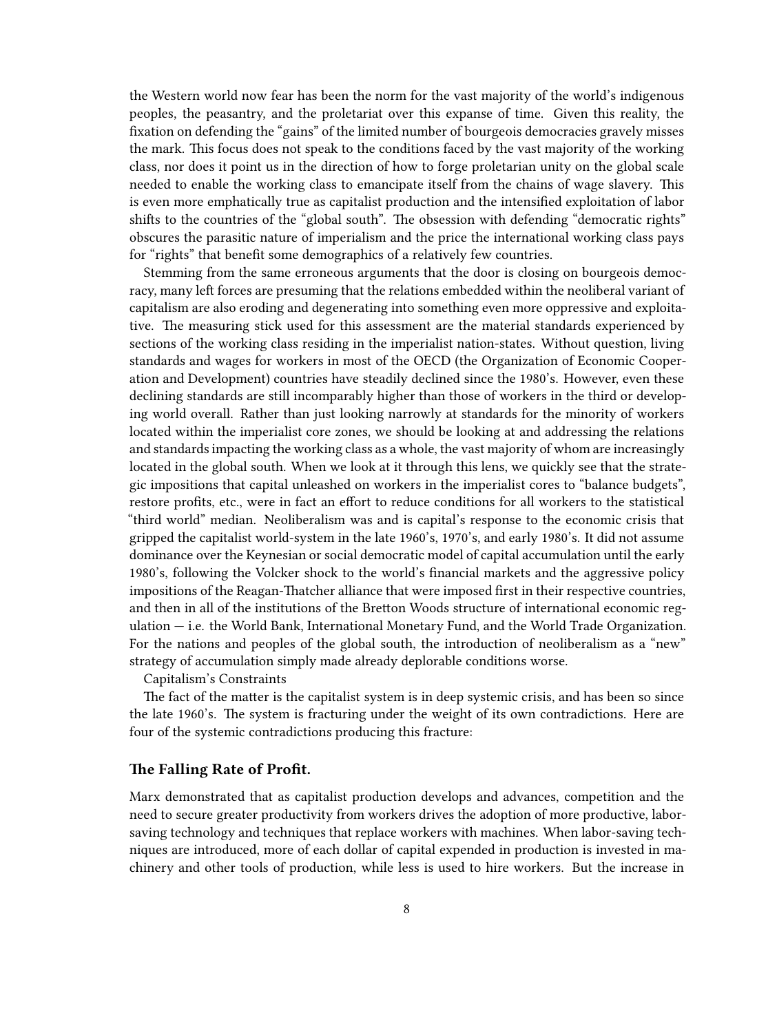the Western world now fear has been the norm for the vast majority of the world's indigenous peoples, the peasantry, and the proletariat over this expanse of time. Given this reality, the fixation on defending the "gains" of the limited number of bourgeois democracies gravely misses the mark. This focus does not speak to the conditions faced by the vast majority of the working class, nor does it point us in the direction of how to forge proletarian unity on the global scale needed to enable the working class to emancipate itself from the chains of wage slavery. This is even more emphatically true as capitalist production and the intensified exploitation of labor shifts to the countries of the "global south". The obsession with defending "democratic rights" obscures the parasitic nature of imperialism and the price the international working class pays for "rights" that benefit some demographics of a relatively few countries.

Stemming from the same erroneous arguments that the door is closing on bourgeois democracy, many left forces are presuming that the relations embedded within the neoliberal variant of capitalism are also eroding and degenerating into something even more oppressive and exploitative. The measuring stick used for this assessment are the material standards experienced by sections of the working class residing in the imperialist nation-states. Without question, living standards and wages for workers in most of the OECD (the Organization of Economic Cooperation and Development) countries have steadily declined since the 1980's. However, even these declining standards are still incomparably higher than those of workers in the third or developing world overall. Rather than just looking narrowly at standards for the minority of workers located within the imperialist core zones, we should be looking at and addressing the relations and standards impacting the working class as a whole, the vast majority of whom are increasingly located in the global south. When we look at it through this lens, we quickly see that the strategic impositions that capital unleashed on workers in the imperialist cores to "balance budgets", restore profits, etc., were in fact an effort to reduce conditions for all workers to the statistical "third world" median. Neoliberalism was and is capital's response to the economic crisis that gripped the capitalist world-system in the late 1960's, 1970's, and early 1980's. It did not assume dominance over the Keynesian or social democratic model of capital accumulation until the early 1980's, following the Volcker shock to the world's financial markets and the aggressive policy impositions of the Reagan-Thatcher alliance that were imposed first in their respective countries, and then in all of the institutions of the Bretton Woods structure of international economic regulation — i.e. the World Bank, International Monetary Fund, and the World Trade Organization. For the nations and peoples of the global south, the introduction of neoliberalism as a "new" strategy of accumulation simply made already deplorable conditions worse.

Capitalism's Constraints

The fact of the matter is the capitalist system is in deep systemic crisis, and has been so since the late 1960's. The system is fracturing under the weight of its own contradictions. Here are four of the systemic contradictions producing this fracture:

### The Falling Rate of Profit.

Marx demonstrated that as capitalist production develops and advances, competition and the need to secure greater productivity from workers drives the adoption of more productive, labor-saving technology and techniques that replace workers with machines. When labor-saving techniques are introduced, more of each dollar of capital expended in production is invested in machinery and other tools of production, while less is used to hire workers. But the increase in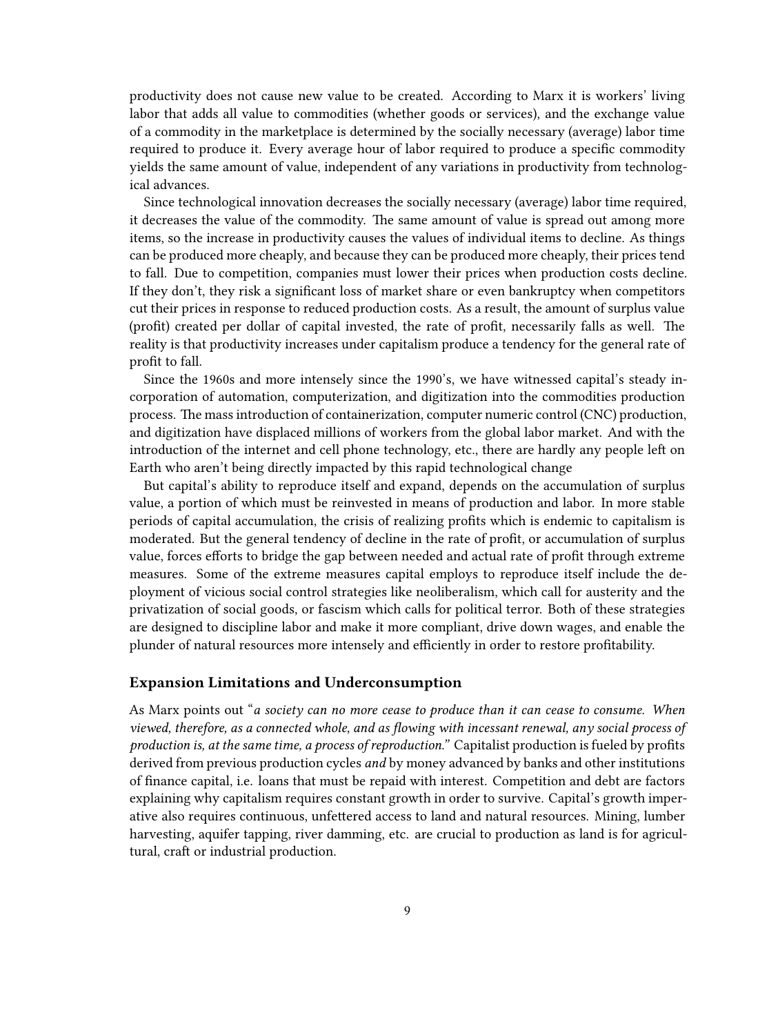productivity does not cause new value to be created. According to Marx it is workers' living labor that adds all value to commodities (whether goods or services), and the exchange value of a commodity in the marketplace is determined by the socially necessary (average) labor time required to produce it. Every average hour of labor required to produce a specific commodity yields the same amount of value, independent of any variations in productivity from technological advances.

Since technological innovation decreases the socially necessary (average) labor time required, it decreases the value of the commodity. The same amount of value is spread out among more items, so the increase in productivity causes the values of individual items to decline. As things can be produced more cheaply, and because they can be produced more cheaply, their prices tend to fall. Due to competition, companies must lower their prices when production costs decline. If they don't, they risk a significant loss of market share or even bankruptcy when competitors cut their prices in response to reduced production costs. As a result, the amount of surplus value (profit) created per dollar of capital invested, the rate of profit, necessarily falls as well. The reality is that productivity increases under capitalism produce a tendency for the general rate of profit to fall.

Since the 1960s and more intensely since the 1990's, we have witnessed capital's steady incorporation of automation, computerization, and digitization into the commodities production process. The mass introduction of containerization, computer numeric control (CNC) production, and digitization have displaced millions of workers from the global labor market. And with the introduction of the internet and cell phone technology, etc., there are hardly any people left on Earth who aren't being directly impacted by this rapid technological change

But capital's ability to reproduce itself and expand, depends on the accumulation of surplus value, a portion of which must be reinvested in means of production and labor. In more stable periods of capital accumulation, the crisis of realizing profits which is endemic to capitalism is moderated. But the general tendency of decline in the rate of profit, or accumulation of surplus value, forces efforts to bridge the gap between needed and actual rate of profit through extreme measures. Some of the extreme measures capital employs to reproduce itself include the deployment of vicious social control strategies like neoliberalism, which call for austerity and the privatization of social goods, or fascism which calls for political terror. Both of these strategies are designed to discipline labor and make it more compliant, drive down wages, and enable the plunder of natural resources more intensely and efficiently in order to restore profitability.

### Expansion Limitations and Underconsumption

As Marx points out "*a society can no more cease to produce than it can cease to consume. When viewed, therefore, as a connected whole, and as flowing with incessant renewal, any social process of production is, at the same time, a process of reproduction.*" Capitalist production is fueled by profits derived from previous production cycles *and* by money advanced by banks and other institutions of finance capital, i.e. loans that must be repaid with interest. Competition and debt are factors explaining why capitalism requires constant growth in order to survive. Capital's growth imperative also requires continuous, unfettered access to land and natural resources. Mining, lumber harvesting, aquifer tapping, river damming, etc. are crucial to production as land is for agricultural, craft or industrial production.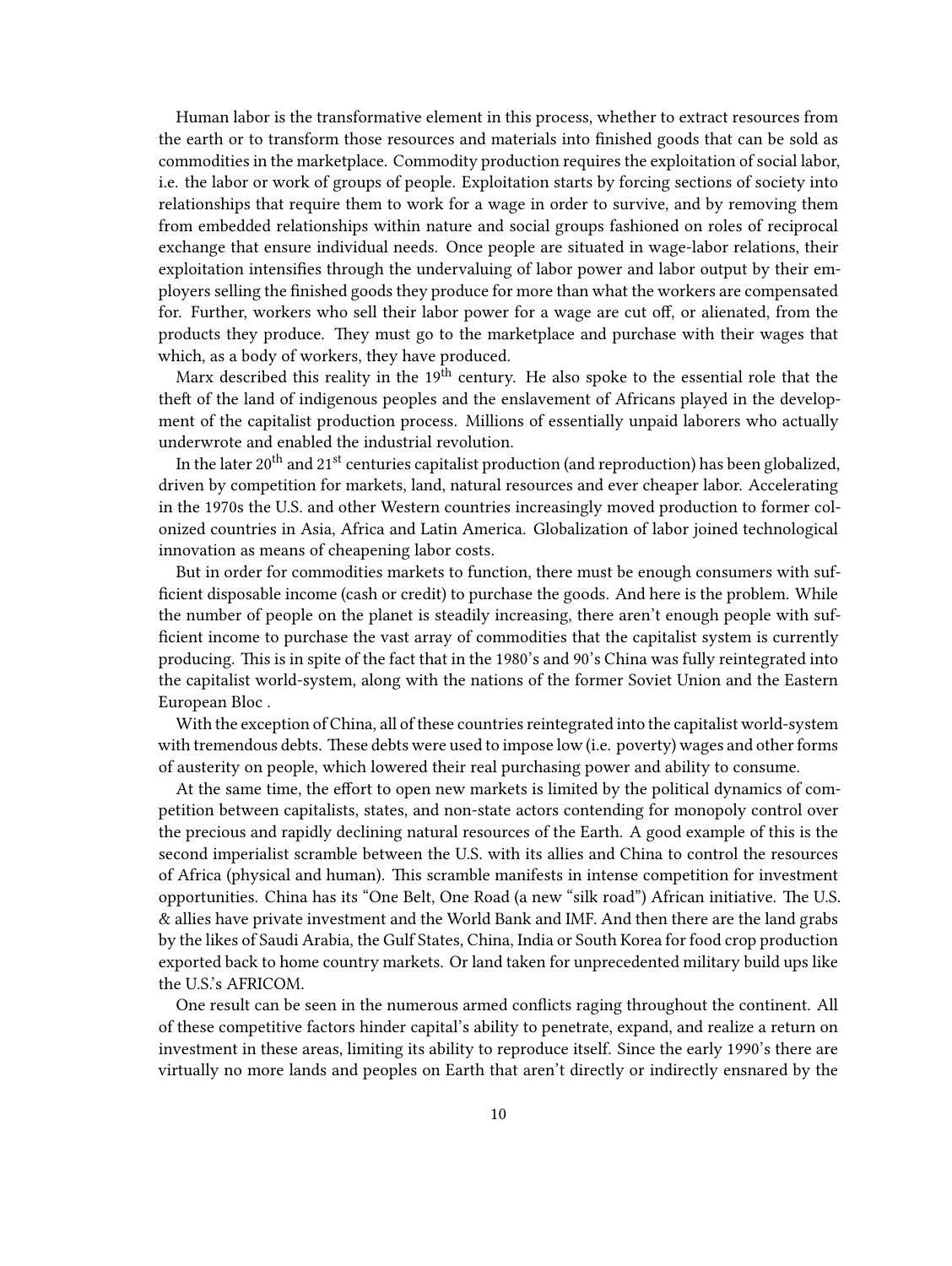Human labor is the transformative element in this process, whether to extract resources from the earth or to transform those resources and materials into finished goods that can be sold as commodities in the marketplace. Commodity production requires the exploitation of social labor, i.e. the labor or work of groups of people. Exploitation starts by forcing sections of society into relationships that require them to work for a wage in order to survive, and by removing them from embedded relationships within nature and social groups fashioned on roles of reciprocal exchange that ensure individual needs. Once people are situated in wage-labor relations, their exploitation intensifies through the undervaluing of labor power and labor output by their employers selling the finished goods they produce for more than what the workers are compensated for. Further, workers who sell their labor power for a wage are cut off, or alienated, from the products they produce. They must go to the marketplace and purchase with their wages that which, as a body of workers, they have produced.

Marx described this reality in the 19th century. He also spoke to the essential role that the theft of the land of indigenous peoples and the enslavement of Africans played in the development of the capitalist production process. Millions of essentially unpaid laborers who actually underwrote and enabled the industrial revolution.

In the later 20th and 21st centuries capitalist production (and reproduction) has been globalized, driven by competition for markets, land, natural resources and ever cheaper labor. Accelerating in the 1970s the U.S. and other Western countries increasingly moved production to former colonized countries in Asia, Africa and Latin America. Globalization of labor joined technological innovation as means of cheapening labor costs.

But in order for commodities markets to function, there must be enough consumers with sufficient disposable income (cash or credit) to purchase the goods. And here is the problem. While the number of people on the planet is steadily increasing, there aren't enough people with sufficient income to purchase the vast array of commodities that the capitalist system is currently producing. This is in spite of the fact that in the 1980's and 90's China was fully reintegrated into the capitalist world-system, along with the nations of the former Soviet Union and the Eastern European Bloc .

With the exception of China, all of these countries reintegrated into the capitalist world-system with tremendous debts. These debts were used to impose low (i.e. poverty) wages and other forms of austerity on people, which lowered their real purchasing power and ability to consume.

At the same time, the effort to open new markets is limited by the political dynamics of competition between capitalists, states, and non-state actors contending for monopoly control over the precious and rapidly declining natural resources of the Earth. A good example of this is the second imperialist scramble between the U.S. with its allies and China to control the resources of Africa (physical and human). This scramble manifests in intense competition for investment opportunities. China has its "One Belt, One Road (a new "silk road") African initiative. The U.S. & allies have private investment and the World Bank and IMF. And then there are the land grabs by the likes of Saudi Arabia, the Gulf States, China, India or South Korea for food crop production exported back to home country markets. Or land taken for unprecedented military build ups like the U.S.'s AFRICOM.

One result can be seen in the numerous armed conflicts raging throughout the continent. All of these competitive factors hinder capital's ability to penetrate, expand, and realize a return on investment in these areas, limiting its ability to reproduce itself. Since the early 1990's there are virtually no more lands and peoples on Earth that aren't directly or indirectly ensnared by the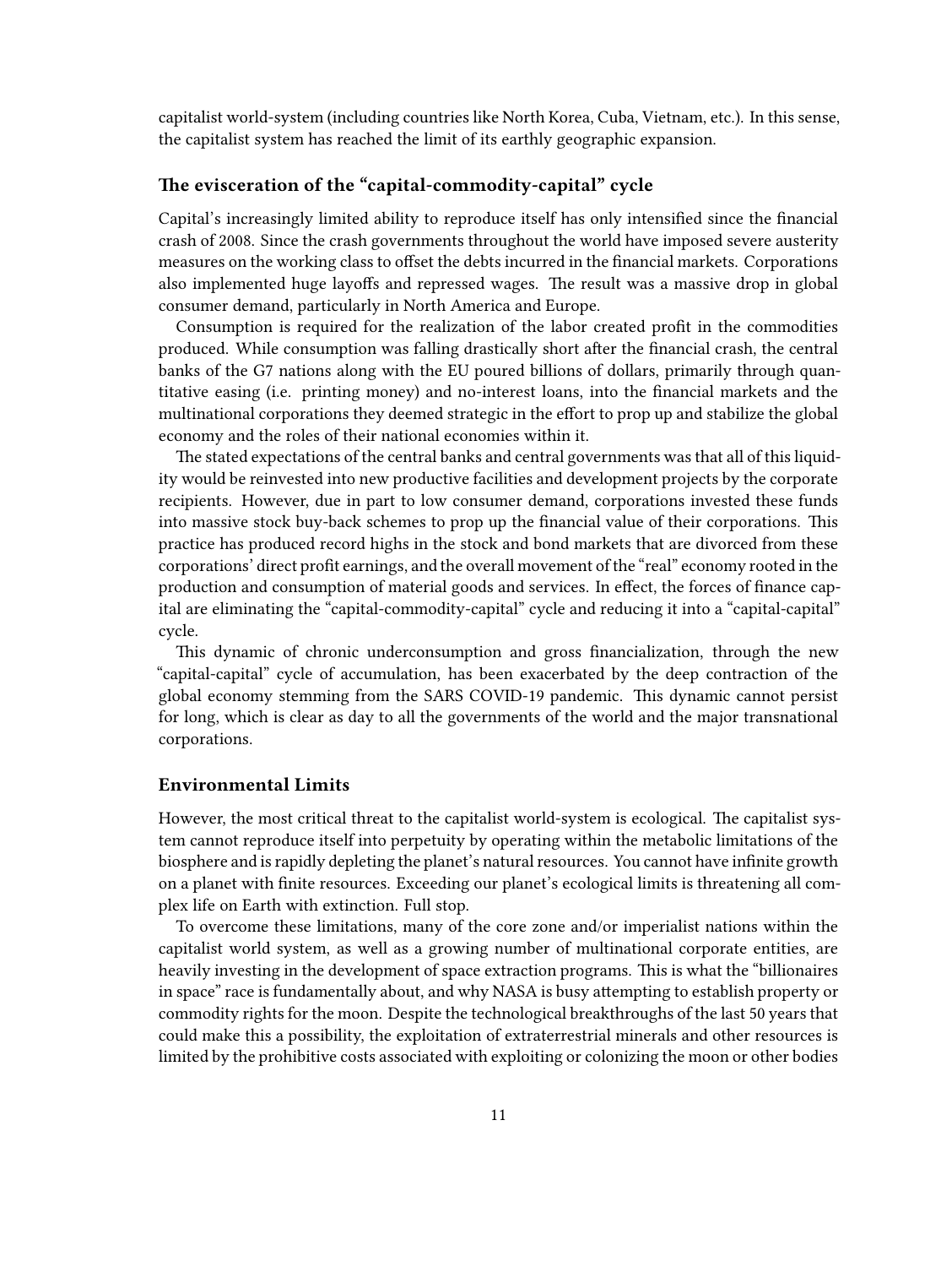capitalist world-system (including countries like North Korea, Cuba, Vietnam, etc.). In this sense, the capitalist system has reached the limit of its earthly geographic expansion.

### The evisceration of the "capital-commodity-capital" cycle

Capital's increasingly limited ability to reproduce itself has only intensified since the financial crash of 2008. Since the crash governments throughout the world have imposed severe austerity measures on the working class to offset the debts incurred in the financial markets. Corporations also implemented huge layoffs and repressed wages. The result was a massive drop in global consumer demand, particularly in North America and Europe.

Consumption is required for the realization of the labor created profit in the commodities produced. While consumption was falling drastically short after the financial crash, the central banks of the G7 nations along with the EU poured billions of dollars, primarily through quantitative easing (i.e. printing money) and no-interest loans, into the financial markets and the multinational corporations they deemed strategic in the effort to prop up and stabilize the global economy and the roles of their national economies within it.

The stated expectations of the central banks and central governments was that all of this liquidity would be reinvested into new productive facilities and development projects by the corporate recipients. However, due in part to low consumer demand, corporations invested these funds into massive stock buy-back schemes to prop up the financial value of their corporations. This practice has produced record highs in the stock and bond markets that are divorced from these corporations' direct profit earnings, and the overall movement of the "real" economy rooted in the production and consumption of material goods and services. In effect, the forces of finance capital are eliminating the "capital-commodity-capital" cycle and reducing it into a "capital-capital" cycle.

This dynamic of chronic underconsumption and gross financialization, through the new "capital-capital" cycle of accumulation, has been exacerbated by the deep contraction of the global economy stemming from the SARS COVID-19 pandemic. This dynamic cannot persist for long, which is clear as day to all the governments of the world and the major transnational corporations.

### Environmental Limits

However, the most critical threat to the capitalist world-system is ecological. The capitalist system cannot reproduce itself into perpetuity by operating within the metabolic limitations of the biosphere and is rapidly depleting the planet's natural resources. You cannot have infinite growth on a planet with finite resources. Exceeding our planet's ecological limits is threatening all complex life on Earth with extinction. Full stop.

To overcome these limitations, many of the core zone and/or imperialist nations within the capitalist world system, as well as a growing number of multinational corporate entities, are heavily investing in the development of space extraction programs. This is what the "billionaires in space" race is fundamentally about, and why NASA is busy attempting to establish property or commodity rights for the moon. Despite the technological breakthroughs of the last 50 years that could make this a possibility, the exploitation of extraterrestrial minerals and other resources is limited by the prohibitive costs associated with exploiting or colonizing the moon or other bodies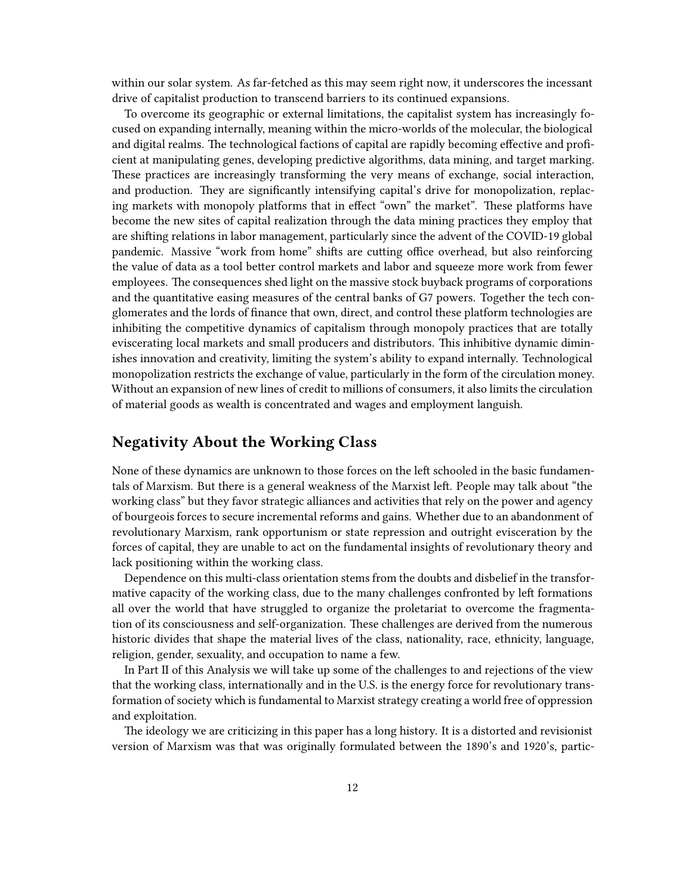within our solar system. As far-fetched as this may seem right now, it underscores the incessant drive of capitalist production to transcend barriers to its continued expansions.

To overcome its geographic or external limitations, the capitalist system has increasingly focused on expanding internally, meaning within the micro-worlds of the molecular, the biological and digital realms. The technological factions of capital are rapidly becoming effective and proficient at manipulating genes, developing predictive algorithms, data mining, and target marking. These practices are increasingly transforming the very means of exchange, social interaction, and production. They are significantly intensifying capital's drive for monopolization, replacing markets with monopoly platforms that in effect "own" the market". These platforms have become the new sites of capital realization through the data mining practices they employ that are shifting relations in labor management, particularly since the advent of the COVID-19 global pandemic. Massive "work from home" shifts are cutting office overhead, but also reinforcing the value of data as a tool better control markets and labor and squeeze more work from fewer employees. The consequences shed light on the massive stock buyback programs of corporations and the quantitative easing measures of the central banks of G7 powers. Together the tech conglomerates and the lords of finance that own, direct, and control these platform technologies are inhibiting the competitive dynamics of capitalism through monopoly practices that are totally eviscerating local markets and small producers and distributors. This inhibitive dynamic diminishes innovation and creativity, limiting the system's ability to expand internally. Technological monopolization restricts the exchange of value, particularly in the form of the circulation money. Without an expansion of new lines of credit to millions of consumers, it also limits the circulation of material goods as wealth is concentrated and wages and employment languish.

## Negativity About the Working Class

None of these dynamics are unknown to those forces on the left schooled in the basic fundamentals of Marxism. But there is a general weakness of the Marxist left. People may talk about "the working class" but they favor strategic alliances and activities that rely on the power and agency of bourgeois forces to secure incremental reforms and gains. Whether due to an abandonment of revolutionary Marxism, rank opportunism or state repression and outright evisceration by the forces of capital, they are unable to act on the fundamental insights of revolutionary theory and lack positioning within the working class.

Dependence on this multi-class orientation stems from the doubts and disbelief in the transformative capacity of the working class, due to the many challenges confronted by left formations all over the world that have struggled to organize the proletariat to overcome the fragmentation of its consciousness and self-organization. These challenges are derived from the numerous historic divides that shape the material lives of the class, nationality, race, ethnicity, language, religion, gender, sexuality, and occupation to name a few.

In Part II of this Analysis we will take up some of the challenges to and rejections of the view that the working class, internationally and in the U.S. is the energy force for revolutionary transformation of society which is fundamental to Marxist strategy creating a world free of oppression and exploitation.

The ideology we are criticizing in this paper has a long history. It is a distorted and revisionist version of Marxism was that was originally formulated between the 1890's and 1920's, partic-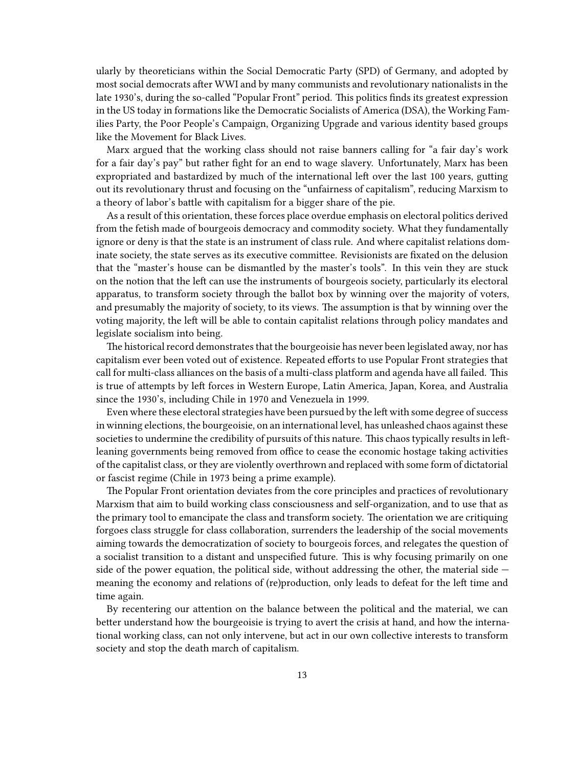ularly by theoreticians within the Social Democratic Party (SPD) of Germany, and adopted by most social democrats after WWI and by many communists and revolutionary nationalists in the late 1930's, during the so-called "Popular Front" period. This politics finds its greatest expression in the US today in formations like the Democratic Socialists of America (DSA), the Working Families Party, the Poor People's Campaign, Organizing Upgrade and various identity based groups like the Movement for Black Lives.

Marx argued that the working class should not raise banners calling for "a fair day's work for a fair day's pay" but rather fight for an end to wage slavery. Unfortunately, Marx has been expropriated and bastardized by much of the international left over the last 100 years, gutting out its revolutionary thrust and focusing on the "unfairness of capitalism", reducing Marxism to a theory of labor's battle with capitalism for a bigger share of the pie.

As a result of this orientation, these forces place overdue emphasis on electoral politics derived from the fetish made of bourgeois democracy and commodity society. What they fundamentally ignore or deny is that the state is an instrument of class rule. And where capitalist relations dominate society, the state serves as its executive committee. Revisionists are fixated on the delusion that the "master's house can be dismantled by the master's tools". In this vein they are stuck on the notion that the left can use the instruments of bourgeois society, particularly its electoral apparatus, to transform society through the ballot box by winning over the majority of voters, and presumably the majority of society, to its views. The assumption is that by winning over the voting majority, the left will be able to contain capitalist relations through policy mandates and legislate socialism into being.

The historical record demonstrates that the bourgeoisie has never been legislated away, nor has capitalism ever been voted out of existence. Repeated efforts to use Popular Front strategies that call for multi-class alliances on the basis of a multi-class platform and agenda have all failed. This is true of attempts by left forces in Western Europe, Latin America, Japan, Korea, and Australia since the 1930's, including Chile in 1970 and Venezuela in 1999.

Even where these electoral strategies have been pursued by the left with some degree of success in winning elections, the bourgeoisie, on an international level, has unleashed chaos against these societies to undermine the credibility of pursuits of this nature. This chaos typically results in left-leaning governments being removed from office to cease the economic hostage taking activities of the capitalist class, or they are violently overthrown and replaced with some form of dictatorial or fascist regime (Chile in 1973 being a prime example).

The Popular Front orientation deviates from the core principles and practices of revolutionary Marxism that aim to build working class consciousness and self-organization, and to use that as the primary tool to emancipate the class and transform society. The orientation we are critiquing forgoes class struggle for class collaboration, surrenders the leadership of the social movements aiming towards the democratization of society to bourgeois forces, and relegates the question of a socialist transition to a distant and unspecified future. This is why focusing primarily on one side of the power equation, the political side, without addressing the other, the material side — meaning the economy and relations of (re)production, only leads to defeat for the left time and time again.

By recentering our attention on the balance between the political and the material, we can better understand how the bourgeoisie is trying to avert the crisis at hand, and how the international working class, can not only intervene, but act in our own collective interests to transform society and stop the death march of capitalism.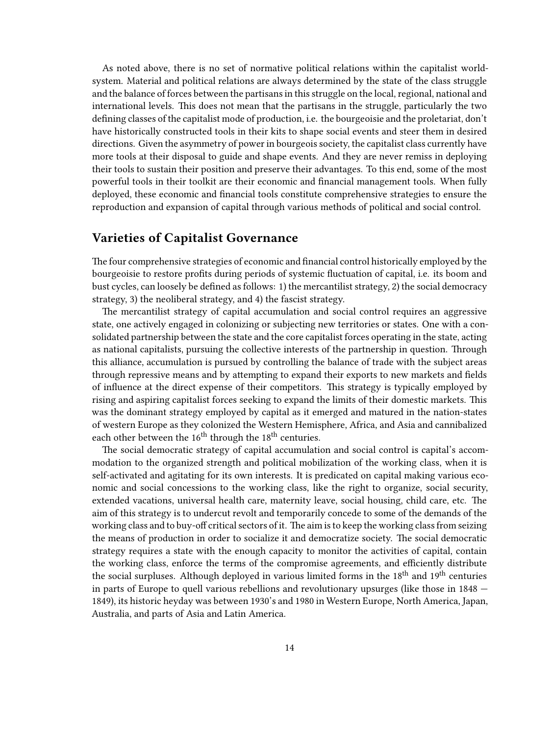As noted above, there is no set of normative political relations within the capitalist world-system. Material and political relations are always determined by the state of the class struggle and the balance of forces between the partisans in this struggle on the local, regional, national and international levels. This does not mean that the partisans in the struggle, particularly the two defining classes of the capitalist mode of production, i.e. the bourgeoisie and the proletariat, don't have historically constructed tools in their kits to shape social events and steer them in desired directions. Given the asymmetry of power in bourgeois society, the capitalist class currently have more tools at their disposal to guide and shape events. And they are never remiss in deploying their tools to sustain their position and preserve their advantages. To this end, some of the most powerful tools in their toolkit are their economic and financial management tools. When fully deployed, these economic and financial tools constitute comprehensive strategies to ensure the reproduction and expansion of capital through various methods of political and social control.

## Varieties of Capitalist Governance

The four comprehensive strategies of economic and financial control historically employed by the bourgeoisie to restore profits during periods of systemic fluctuation of capital, i.e. its boom and bust cycles, can loosely be defined as follows: 1) the mercantilist strategy, 2) the social democracy strategy, 3) the neoliberal strategy, and 4) the fascist strategy.

The mercantilist strategy of capital accumulation and social control requires an aggressive state, one actively engaged in colonizing or subjecting new territories or states. One with a consolidated partnership between the state and the core capitalist forces operating in the state, acting as national capitalists, pursuing the collective interests of the partnership in question. Through this alliance, accumulation is pursued by controlling the balance of trade with the subject areas through repressive means and by attempting to expand their exports to new markets and fields of influence at the direct expense of their competitors. This strategy is typically employed by rising and aspiring capitalist forces seeking to expand the limits of their domestic markets. This was the dominant strategy employed by capital as it emerged and matured in the nation-states of western Europe as they colonized the Western Hemisphere, Africa, and Asia and cannibalized each other between the 16th through the 18th centuries.

The social democratic strategy of capital accumulation and social control is capital's accommodation to the organized strength and political mobilization of the working class, when it is self-activated and agitating for its own interests. It is predicated on capital making various economic and social concessions to the working class, like the right to organize, social security, extended vacations, universal health care, maternity leave, social housing, child care, etc. The aim of this strategy is to undercut revolt and temporarily concede to some of the demands of the working class and to buy-off critical sectors of it. The aim is to keep the working class from seizing the means of production in order to socialize it and democratize society. The social democratic strategy requires a state with the enough capacity to monitor the activities of capital, contain the working class, enforce the terms of the compromise agreements, and efficiently distribute the social surpluses. Although deployed in various limited forms in the 18th and 19th centuries in parts of Europe to quell various rebellions and revolutionary upsurges (like those in 1848 — 1849), its historic heyday was between 1930's and 1980 in Western Europe, North America, Japan, Australia, and parts of Asia and Latin America.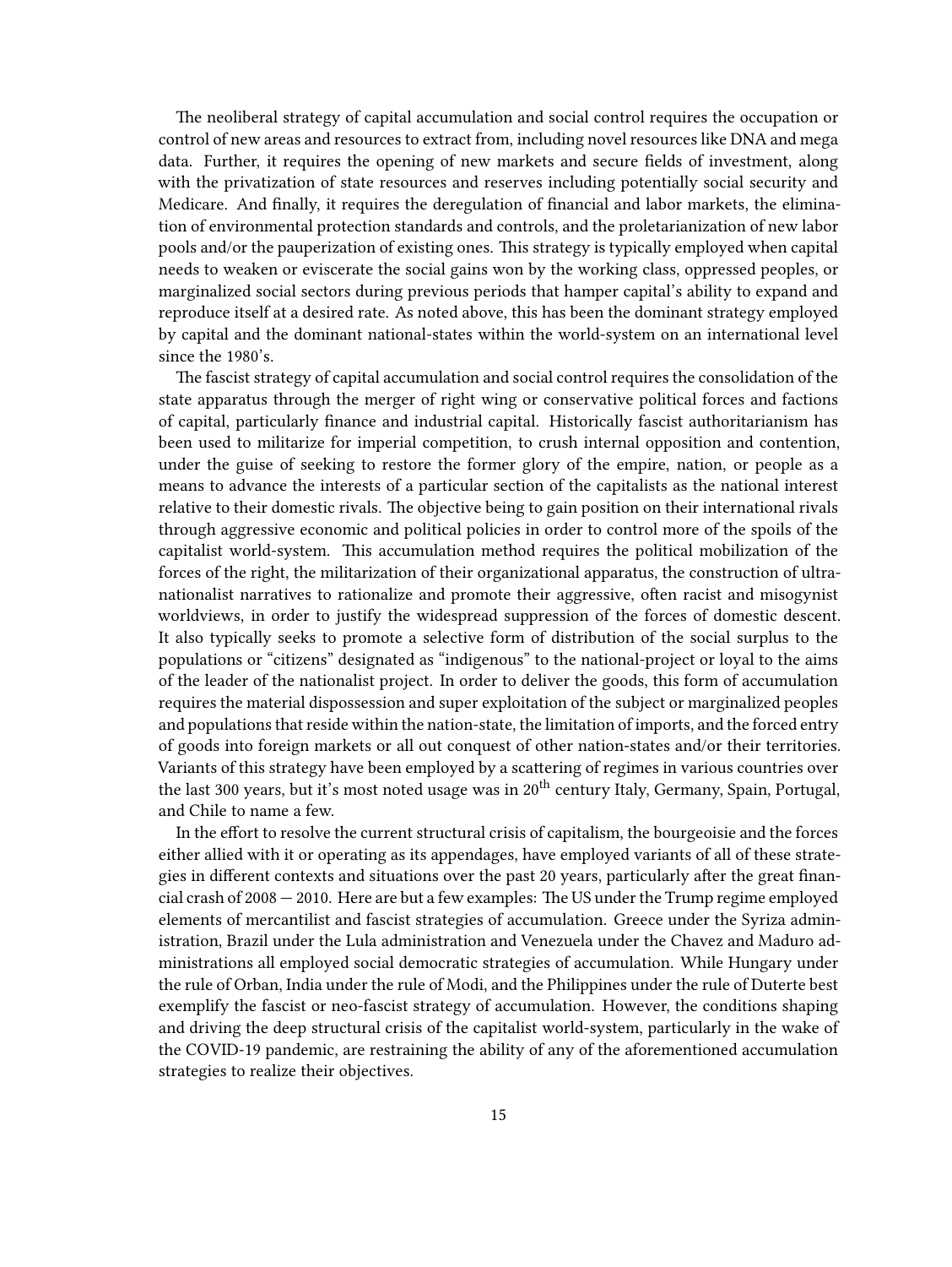The neoliberal strategy of capital accumulation and social control requires the occupation or control of new areas and resources to extract from, including novel resources like DNA and mega data. Further, it requires the opening of new markets and secure fields of investment, along with the privatization of state resources and reserves including potentially social security and Medicare. And finally, it requires the deregulation of financial and labor markets, the elimination of environmental protection standards and controls, and the proletarianization of new labor pools and/or the pauperization of existing ones. This strategy is typically employed when capital needs to weaken or eviscerate the social gains won by the working class, oppressed peoples, or marginalized social sectors during previous periods that hamper capital's ability to expand and reproduce itself at a desired rate. As noted above, this has been the dominant strategy employed by capital and the dominant national-states within the world-system on an international level since the 1980's.

The fascist strategy of capital accumulation and social control requires the consolidation of the state apparatus through the merger of right wing or conservative political forces and factions of capital, particularly finance and industrial capital. Historically fascist authoritarianism has been used to militarize for imperial competition, to crush internal opposition and contention, under the guise of seeking to restore the former glory of the empire, nation, or people as a means to advance the interests of a particular section of the capitalists as the national interest relative to their domestic rivals. The objective being to gain position on their international rivals through aggressive economic and political policies in order to control more of the spoils of the capitalist world-system. This accumulation method requires the political mobilization of the forces of the right, the militarization of their organizational apparatus, the construction of ultra-nationalist narratives to rationalize and promote their aggressive, often racist and misogynist worldviews, in order to justify the widespread suppression of the forces of domestic descent. It also typically seeks to promote a selective form of distribution of the social surplus to the populations or "citizens" designated as "indigenous" to the national-project or loyal to the aims of the leader of the nationalist project. In order to deliver the goods, this form of accumulation requires the material dispossession and super exploitation of the subject or marginalized peoples and populations that reside within the nation-state, the limitation of imports, and the forced entry of goods into foreign markets or all out conquest of other nation-states and/or their territories. Variants of this strategy have been employed by a scattering of regimes in various countries over the last 300 years, but it's most noted usage was in 20th century Italy, Germany, Spain, Portugal, and Chile to name a few.

In the effort to resolve the current structural crisis of capitalism, the bourgeoisie and the forces either allied with it or operating as its appendages, have employed variants of all of these strategies in different contexts and situations over the past 20 years, particularly after the great financial crash of 2008 — 2010. Here are but a few examples: The US under the Trump regime employed elements of mercantilist and fascist strategies of accumulation. Greece under the Syriza administration, Brazil under the Lula administration and Venezuela under the Chavez and Maduro administrations all employed social democratic strategies of accumulation. While Hungary under the rule of Orban, India under the rule of Modi, and the Philippines under the rule of Duterte best exemplify the fascist or neo-fascist strategy of accumulation. However, the conditions shaping and driving the deep structural crisis of the capitalist world-system, particularly in the wake of the COVID-19 pandemic, are restraining the ability of any of the aforementioned accumulation strategies to realize their objectives.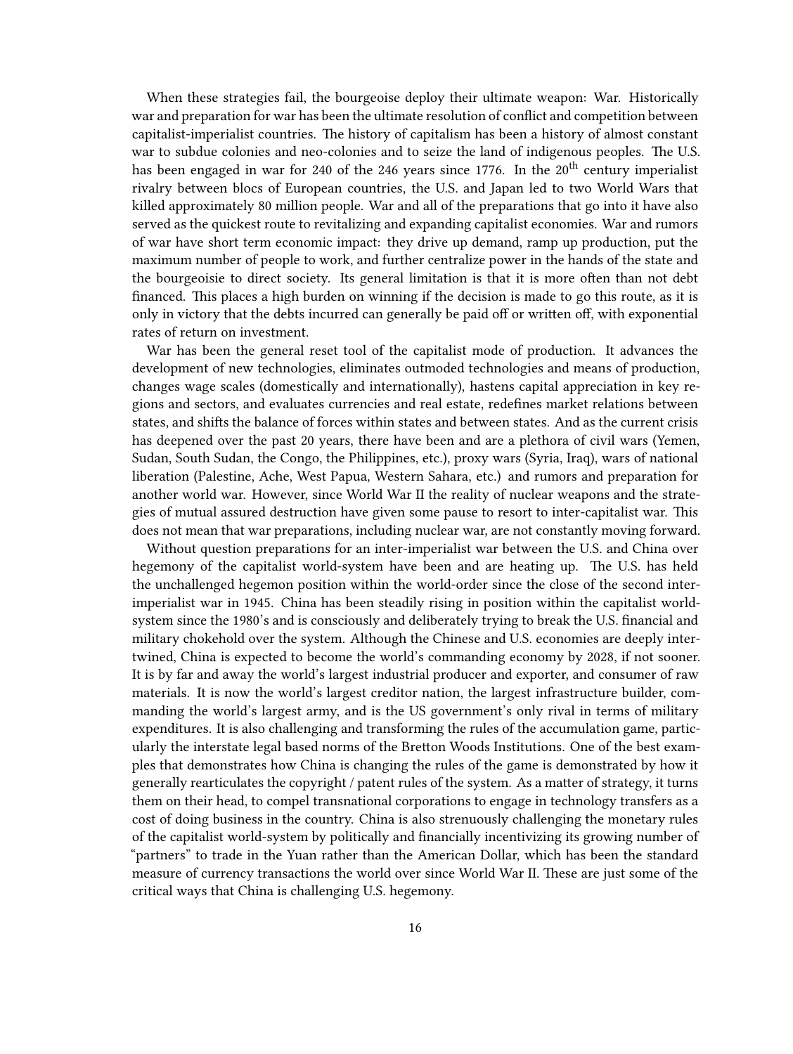When these strategies fail, the bourgeoise deploy their ultimate weapon: War. Historically war and preparation for war has been the ultimate resolution of conflict and competition between capitalist-imperialist countries. The history of capitalism has been a history of almost constant war to subdue colonies and neo-colonies and to seize the land of indigenous peoples. The U.S. has been engaged in war for 240 of the 246 years since 1776. In the 20$^{th}$ century imperialist rivalry between blocs of European countries, the U.S. and Japan led to two World Wars that killed approximately 80 million people. War and all of the preparations that go into it have also served as the quickest route to revitalizing and expanding capitalist economies. War and rumors of war have short term economic impact: they drive up demand, ramp up production, put the maximum number of people to work, and further centralize power in the hands of the state and the bourgeoisie to direct society. Its general limitation is that it is more often than not debt financed. This places a high burden on winning if the decision is made to go this route, as it is only in victory that the debts incurred can generally be paid off or written off, with exponential rates of return on investment.

War has been the general reset tool of the capitalist mode of production. It advances the development of new technologies, eliminates outmoded technologies and means of production, changes wage scales (domestically and internationally), hastens capital appreciation in key regions and sectors, and evaluates currencies and real estate, redefines market relations between states, and shifts the balance of forces within states and between states. And as the current crisis has deepened over the past 20 years, there have been and are a plethora of civil wars (Yemen, Sudan, South Sudan, the Congo, the Philippines, etc.), proxy wars (Syria, Iraq), wars of national liberation (Palestine, Ache, West Papua, Western Sahara, etc.) and rumors and preparation for another world war. However, since World War II the reality of nuclear weapons and the strategies of mutual assured destruction have given some pause to resort to inter-capitalist war. This does not mean that war preparations, including nuclear war, are not constantly moving forward.

Without question preparations for an inter-imperialist war between the U.S. and China over hegemony of the capitalist world-system have been and are heating up. The U.S. has held the unchallenged hegemon position within the world-order since the close of the second inter-imperialist war in 1945. China has been steadily rising in position within the capitalist world-system since the 1980's and is consciously and deliberately trying to break the U.S. financial and military chokehold over the system. Although the Chinese and U.S. economies are deeply intertwined, China is expected to become the world's commanding economy by 2028, if not sooner. It is by far and away the world's largest industrial producer and exporter, and consumer of raw materials. It is now the world's largest creditor nation, the largest infrastructure builder, commanding the world's largest army, and is the US government's only rival in terms of military expenditures. It is also challenging and transforming the rules of the accumulation game, particularly the interstate legal based norms of the Bretton Woods Institutions. One of the best examples that demonstrates how China is changing the rules of the game is demonstrated by how it generally rearticulates the copyright / patent rules of the system. As a matter of strategy, it turns them on their head, to compel transnational corporations to engage in technology transfers as a cost of doing business in the country. China is also strenuously challenging the monetary rules of the capitalist world-system by politically and financially incentivizing its growing number of "partners" to trade in the Yuan rather than the American Dollar, which has been the standard measure of currency transactions the world over since World War II. These are just some of the critical ways that China is challenging U.S. hegemony.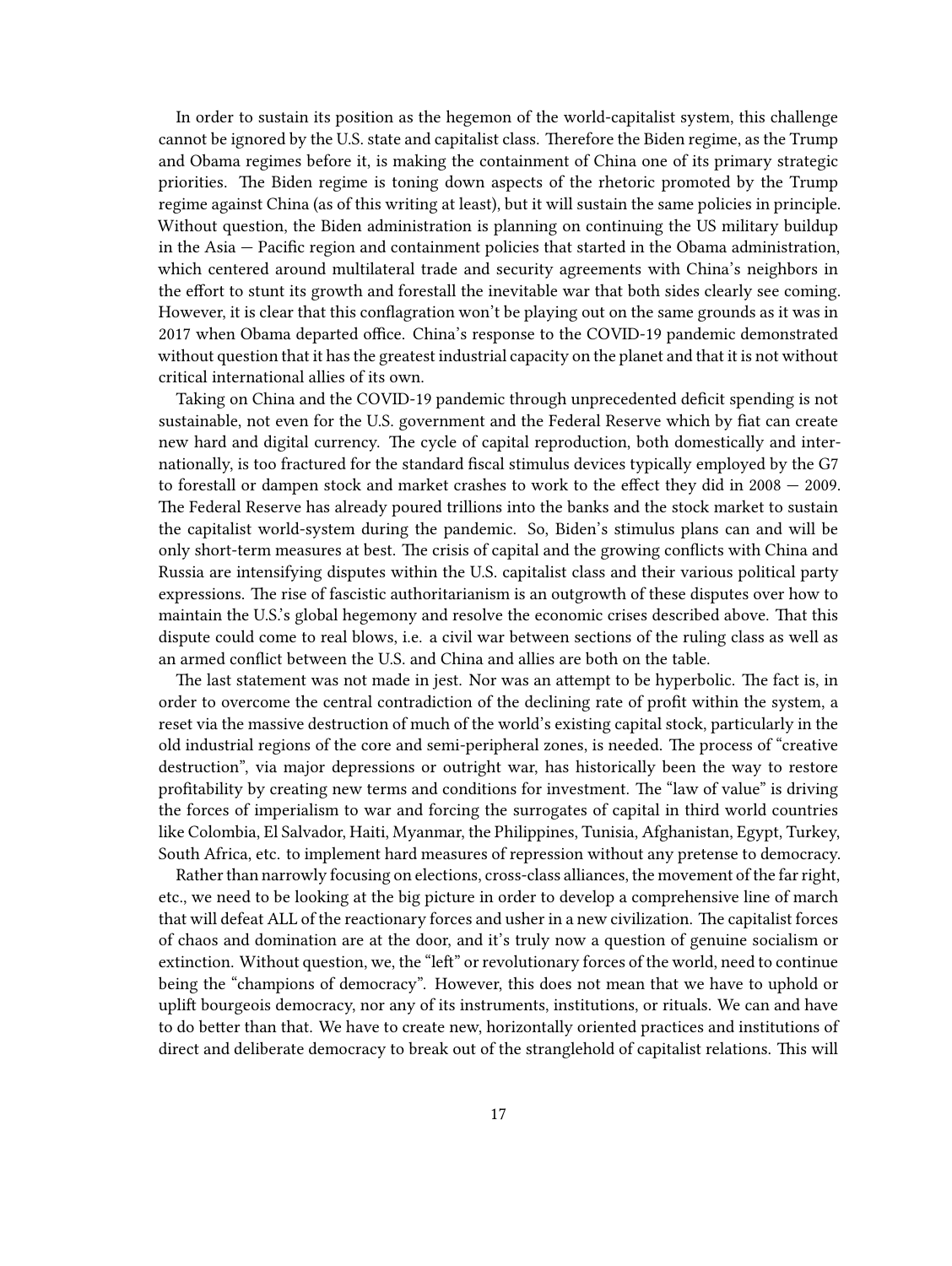In order to sustain its position as the hegemon of the world-capitalist system, this challenge cannot be ignored by the U.S. state and capitalist class. Therefore the Biden regime, as the Trump and Obama regimes before it, is making the containment of China one of its primary strategic priorities. The Biden regime is toning down aspects of the rhetoric promoted by the Trump regime against China (as of this writing at least), but it will sustain the same policies in principle. Without question, the Biden administration is planning on continuing the US military buildup in the Asia — Pacific region and containment policies that started in the Obama administration, which centered around multilateral trade and security agreements with China's neighbors in the effort to stunt its growth and forestall the inevitable war that both sides clearly see coming. However, it is clear that this conflagration won't be playing out on the same grounds as it was in 2017 when Obama departed office. China's response to the COVID-19 pandemic demonstrated without question that it has the greatest industrial capacity on the planet and that it is not without critical international allies of its own.

Taking on China and the COVID-19 pandemic through unprecedented deficit spending is not sustainable, not even for the U.S. government and the Federal Reserve which by fiat can create new hard and digital currency. The cycle of capital reproduction, both domestically and internationally, is too fractured for the standard fiscal stimulus devices typically employed by the G7 to forestall or dampen stock and market crashes to work to the effect they did in 2008 — 2009. The Federal Reserve has already poured trillions into the banks and the stock market to sustain the capitalist world-system during the pandemic. So, Biden's stimulus plans can and will be only short-term measures at best. The crisis of capital and the growing conflicts with China and Russia are intensifying disputes within the U.S. capitalist class and their various political party expressions. The rise of fascistic authoritarianism is an outgrowth of these disputes over how to maintain the U.S.'s global hegemony and resolve the economic crises described above. That this dispute could come to real blows, i.e. a civil war between sections of the ruling class as well as an armed conflict between the U.S. and China and allies are both on the table.

The last statement was not made in jest. Nor was an attempt to be hyperbolic. The fact is, in order to overcome the central contradiction of the declining rate of profit within the system, a reset via the massive destruction of much of the world's existing capital stock, particularly in the old industrial regions of the core and semi-peripheral zones, is needed. The process of "creative destruction", via major depressions or outright war, has historically been the way to restore profitability by creating new terms and conditions for investment. The "law of value" is driving the forces of imperialism to war and forcing the surrogates of capital in third world countries like Colombia, El Salvador, Haiti, Myanmar, the Philippines, Tunisia, Afghanistan, Egypt, Turkey, South Africa, etc. to implement hard measures of repression without any pretense to democracy.

Rather than narrowly focusing on elections, cross-class alliances, the movement of the far right, etc., we need to be looking at the big picture in order to develop a comprehensive line of march that will defeat ALL of the reactionary forces and usher in a new civilization. The capitalist forces of chaos and domination are at the door, and it's truly now a question of genuine socialism or extinction. Without question, we, the "left" or revolutionary forces of the world, need to continue being the "champions of democracy". However, this does not mean that we have to uphold or uplift bourgeois democracy, nor any of its instruments, institutions, or rituals. We can and have to do better than that. We have to create new, horizontally oriented practices and institutions of direct and deliberate democracy to break out of the stranglehold of capitalist relations. This will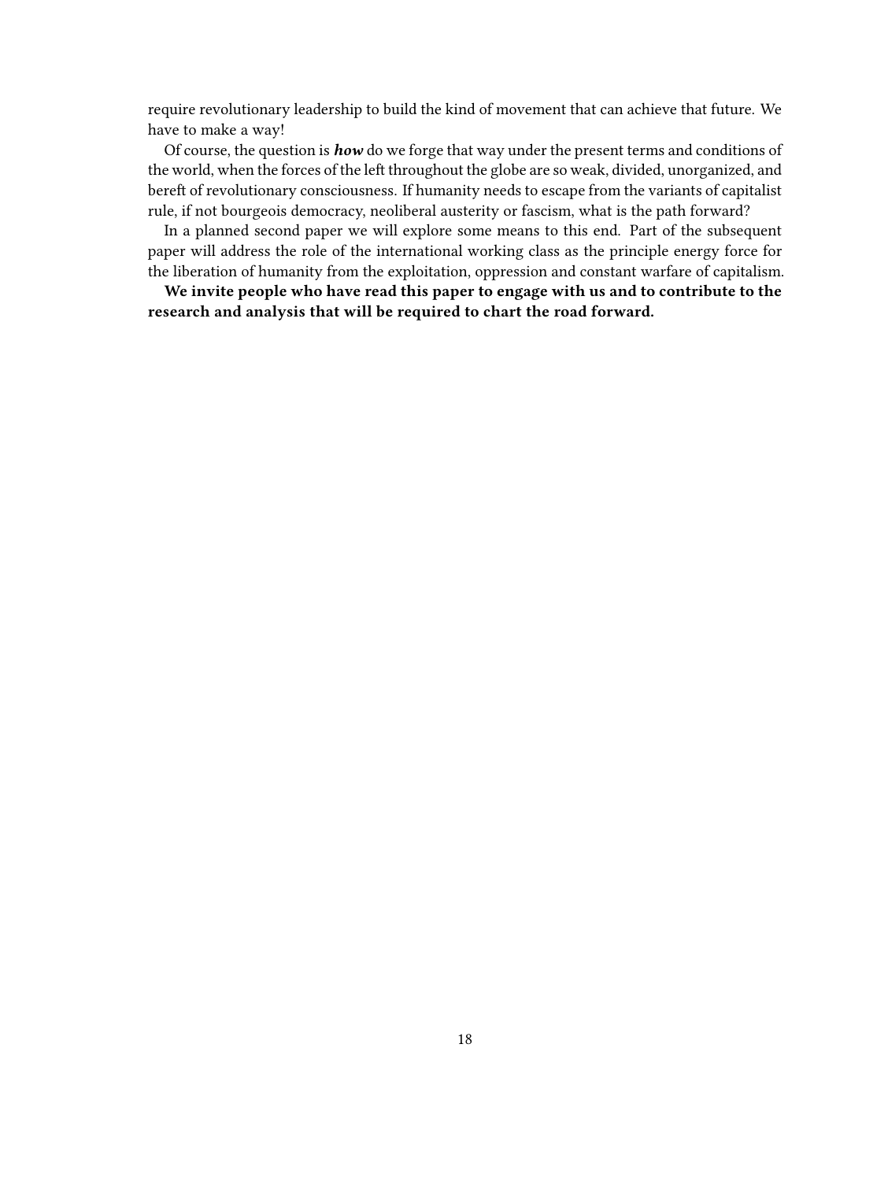require revolutionary leadership to build the kind of movement that can achieve that future. We have to make a way!

Of course, the question is ***how*** do we forge that way under the present terms and conditions of the world, when the forces of the left throughout the globe are so weak, divided, unorganized, and bereft of revolutionary consciousness. If humanity needs to escape from the variants of capitalist rule, if not bourgeois democracy, neoliberal austerity or fascism, what is the path forward?

In a planned second paper we will explore some means to this end. Part of the subsequent paper will address the role of the international working class as the principle energy force for the liberation of humanity from the exploitation, oppression and constant warfare of capitalism.

**We invite people who have read this paper to engage with us and to contribute to the research and analysis that will be required to chart the road forward.**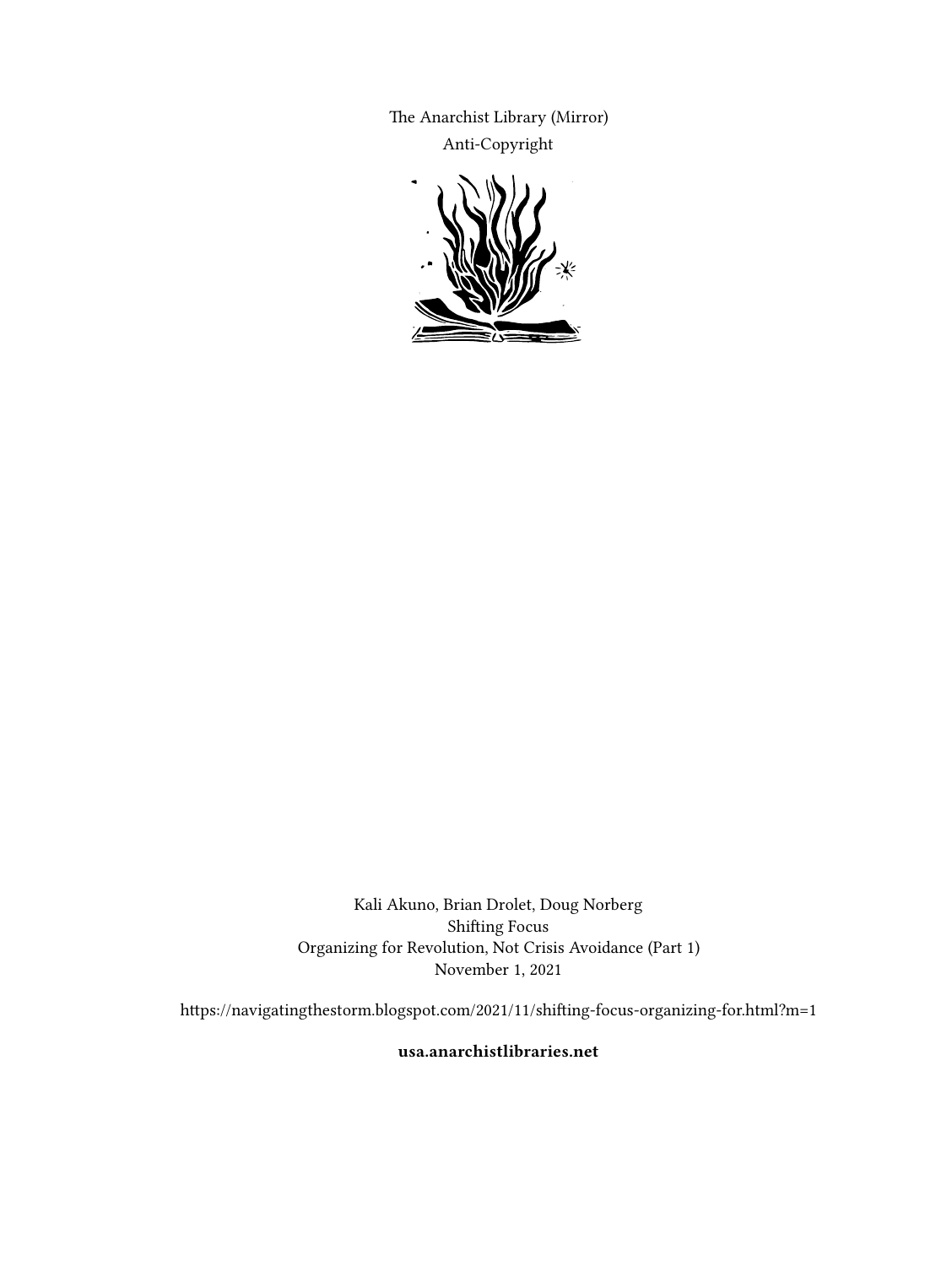The Anarchist Library (Mirror)
Anti-Copyright

Kali Akuno, Brian Drolet, Doug Norberg
Shifting Focus
Organizing for Revolution, Not Crisis Avoidance (Part 1)
November 1, 2021

https://navigatingthestorm.blogspot.com/2021/11/shifting-focus-organizing-for.html?m=1

**usa.anarchistlibraries.net**